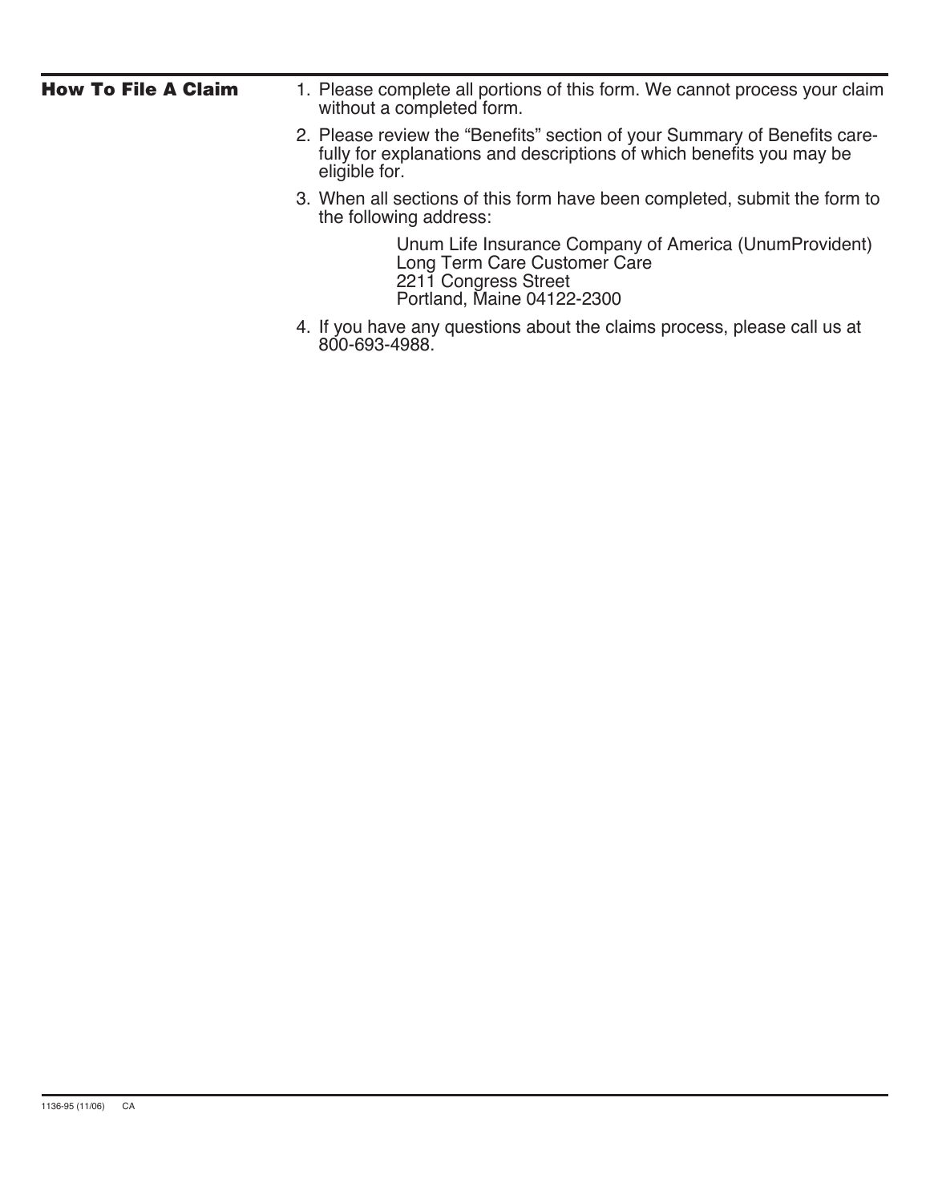## How To File A Claim

1. Please complete all portions of this form. We cannot process your claim without a completed form.
2. Please review the “Benefits” section of your Summary of Benefits carefully for explanations and descriptions of which benefits you may be eligible for.
3. When all sections of this form have been completed, submit the form to the following address:

   Unum Life Insurance Company of America (UnumProvident)
   Long Term Care Customer Care
   2211 Congress Street
   Portland, Maine 04122-2300

4. If you have any questions about the claims process, please call us at 800-693-4988.

1136-95 (11/06) CA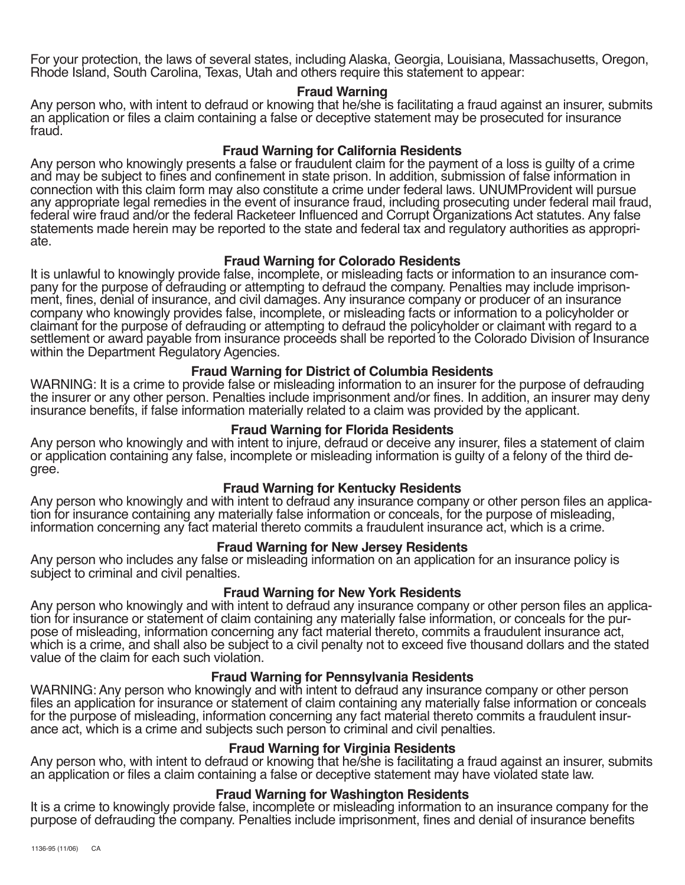For your protection, the laws of several states, including Alaska, Georgia, Louisiana, Massachusetts, Oregon, Rhode Island, South Carolina, Texas, Utah and others require this statement to appear:

### Fraud Warning

Any person who, with intent to defraud or knowing that he/she is facilitating a fraud against an insurer, submits an application or files a claim containing a false or deceptive statement may be prosecuted for insurance fraud.

### Fraud Warning for California Residents

Any person who knowingly presents a false or fraudulent claim for the payment of a loss is guilty of a crime and may be subject to fines and confinement in state prison. In addition, submission of false information in connection with this claim form may also constitute a crime under federal laws. UNUMProvident will pursue any appropriate legal remedies in the event of insurance fraud, including prosecuting under federal mail fraud, federal wire fraud and/or the federal Racketeer Influenced and Corrupt Organizations Act statutes. Any false statements made herein may be reported to the state and federal tax and regulatory authorities as appropriate.

### Fraud Warning for Colorado Residents

It is unlawful to knowingly provide false, incomplete, or misleading facts or information to an insurance company for the purpose of defrauding or attempting to defraud the company. Penalties may include imprisonment, fines, denial of insurance, and civil damages. Any insurance company or producer of an insurance company who knowingly provides false, incomplete, or misleading facts or information to a policyholder or claimant for the purpose of defrauding or attempting to defraud the policyholder or claimant with regard to a settlement or award payable from insurance proceeds shall be reported to the Colorado Division of Insurance within the Department Regulatory Agencies.

### Fraud Warning for District of Columbia Residents

WARNING: It is a crime to provide false or misleading information to an insurer for the purpose of defrauding the insurer or any other person. Penalties include imprisonment and/or fines. In addition, an insurer may deny insurance benefits, if false information materially related to a claim was provided by the applicant.

### Fraud Warning for Florida Residents

Any person who knowingly and with intent to injure, defraud or deceive any insurer, files a statement of claim or application containing any false, incomplete or misleading information is guilty of a felony of the third degree.

### Fraud Warning for Kentucky Residents

Any person who knowingly and with intent to defraud any insurance company or other person files an application for insurance containing any materially false information or conceals, for the purpose of misleading, information concerning any fact material thereto commits a fraudulent insurance act, which is a crime.

### Fraud Warning for New Jersey Residents

Any person who includes any false or misleading information on an application for an insurance policy is subject to criminal and civil penalties.

### Fraud Warning for New York Residents

Any person who knowingly and with intent to defraud any insurance company or other person files an application for insurance or statement of claim containing any materially false information, or conceals for the purpose of misleading, information concerning any fact material thereto, commits a fraudulent insurance act, which is a crime, and shall also be subject to a civil penalty not to exceed five thousand dollars and the stated value of the claim for each such violation.

### Fraud Warning for Pennsylvania Residents

WARNING: Any person who knowingly and with intent to defraud any insurance company or other person files an application for insurance or statement of claim containing any materially false information or conceals for the purpose of misleading, information concerning any fact material thereto commits a fraudulent insurance act, which is a crime and subjects such person to criminal and civil penalties.

### Fraud Warning for Virginia Residents

Any person who, with intent to defraud or knowing that he/she is facilitating a fraud against an insurer, submits an application or files a claim containing a false or deceptive statement may have violated state law.

### Fraud Warning for Washington Residents

It is a crime to knowingly provide false, incomplete or misleading information to an insurance company for the purpose of defrauding the company. Penalties include imprisonment, fines and denial of insurance benefits

1136-95 (11/06) CA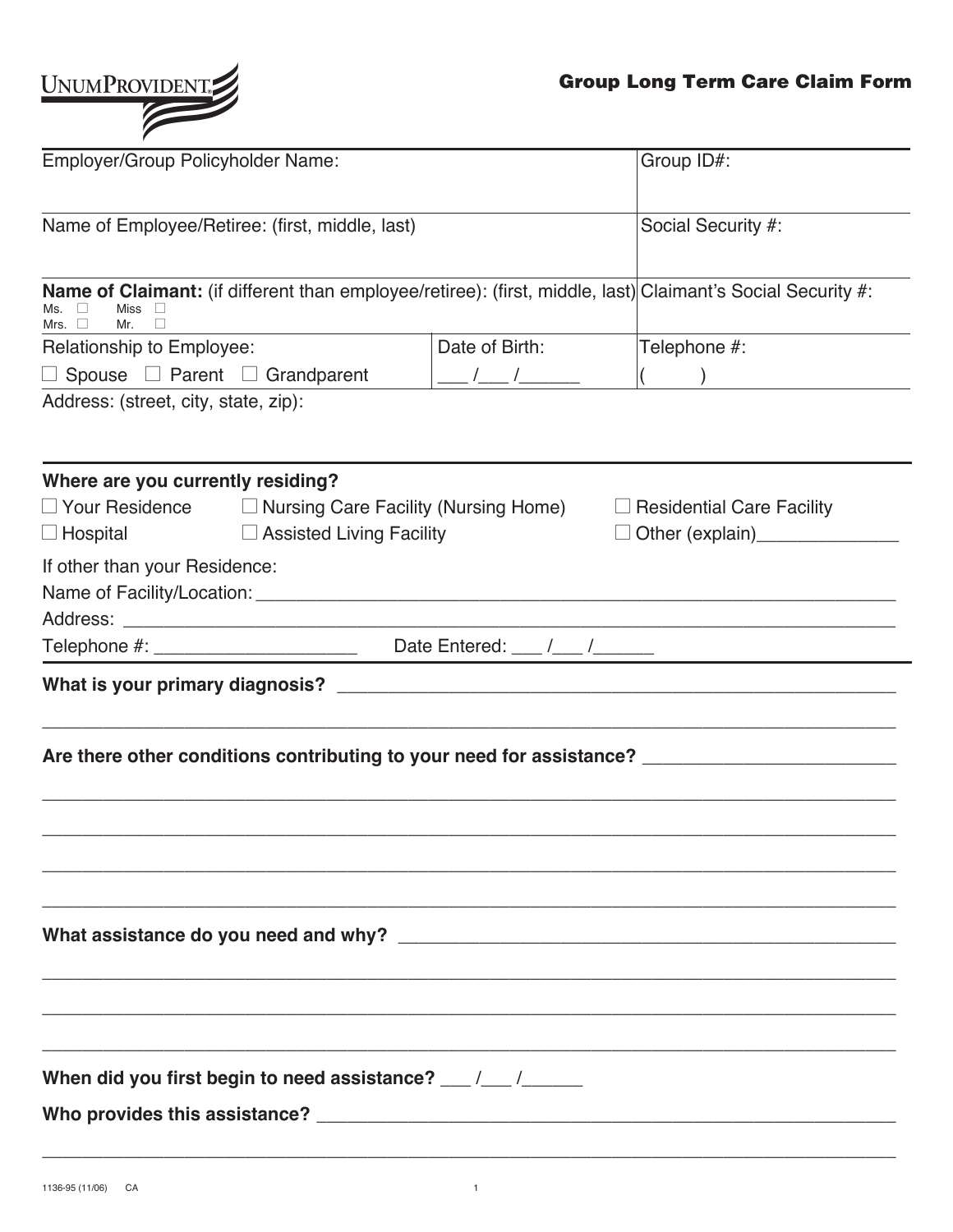UNUMPROVIDENT

# Group Long Term Care Claim Form

| Employer/Group Policyholder Name: | | Group ID#: |
|---|---|---|
| Name of Employee/Retiree: (first, middle, last) | | Social Security #: |
| **Name of Claimant:** (if different than employee/retiree): (first, middle, last)<br>Ms. ☐ Miss ☐<br>Mrs. ☐ Mr. ☐ | | Claimant's Social Security #: |
| Relationship to Employee:<br>☐ Spouse ☐ Parent ☐ Grandparent | Date of Birth:<br>___ /___ /______ | Telephone #:<br>(       ) |
| Address: (street, city, state, zip): | | |

**Where are you currently residing?**

☐ Your Residence ☐ Nursing Care Facility (Nursing Home) ☐ Residential Care Facility

☐ Hospital ☐ Assisted Living Facility ☐ Other (explain)______________

If other than your Residence:

Name of Facility/Location: ____________________________________________________________

Address: ____________________________________________________________

Telephone #: ____________________ Date Entered: ___ /___ /______

**What is your primary diagnosis?** ____________________________________________________________

____________________________________________________________

**Are there other conditions contributing to your need for assistance?** ________________________

____________________________________________________________

____________________________________________________________

____________________________________________________________

____________________________________________________________

**What assistance do you need and why?** ____________________________________________________________

____________________________________________________________

____________________________________________________________

____________________________________________________________

**When did you first begin to need assistance?** ___ /___ /______

**Who provides this assistance?** ____________________________________________________________

____________________________________________________________

1136-95 (11/06) CA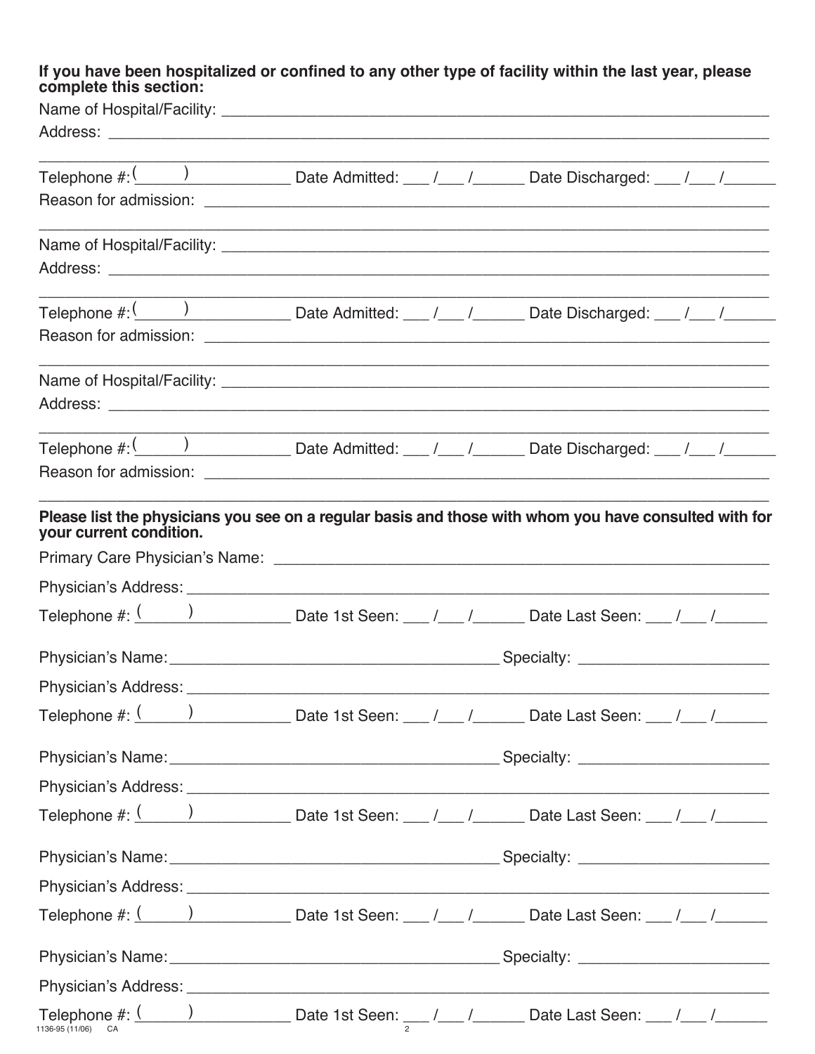**If you have been hospitalized or confined to any other type of facility within the last year, please complete this section:**

Name of Hospital/Facility: ______________________________________________

Address: ______________________________________________

______________________________________________

Telephone #: (____) ____________ Date Admitted: ___ /___ /______ Date Discharged: ___ /___ /______

Reason for admission: ______________________________________________

______________________________________________

Name of Hospital/Facility: ______________________________________________

Address: ______________________________________________

______________________________________________

Telephone #: (____) ____________ Date Admitted: ___ /___ /______ Date Discharged: ___ /___ /______

Reason for admission: ______________________________________________

______________________________________________

Name of Hospital/Facility: ______________________________________________

Address: ______________________________________________

______________________________________________

Telephone #: (____) ____________ Date Admitted: ___ /___ /______ Date Discharged: ___ /___ /______

Reason for admission: ______________________________________________

______________________________________________

**Please list the physicians you see on a regular basis and those with whom you have consulted with for your current condition.**

Primary Care Physician's Name: ______________________________________________

Physician's Address: ______________________________________________

Telephone #: (____) ____________ Date 1st Seen: ___ /___ /______ Date Last Seen: ___ /___ /______

Physician's Name: ______________________________ Specialty: ____________________

Physician's Address: ______________________________________________

Telephone #: (____) ____________ Date 1st Seen: ___ /___ /______ Date Last Seen: ___ /___ /______

Physician's Name: ______________________________ Specialty: ____________________

Physician's Address: ______________________________________________

Telephone #: (____) ____________ Date 1st Seen: ___ /___ /______ Date Last Seen: ___ /___ /______

Physician's Name: ______________________________ Specialty: ____________________

Physician's Address: ______________________________________________

Telephone #: (____) ____________ Date 1st Seen: ___ /___ /______ Date Last Seen: ___ /___ /______

Physician's Name: ______________________________ Specialty: ____________________

Physician's Address: ______________________________________________

Telephone #: (____) ____________ Date 1st Seen: ___ /___ /______ Date Last Seen: ___ /___ /______

1136-95 (11/06) CA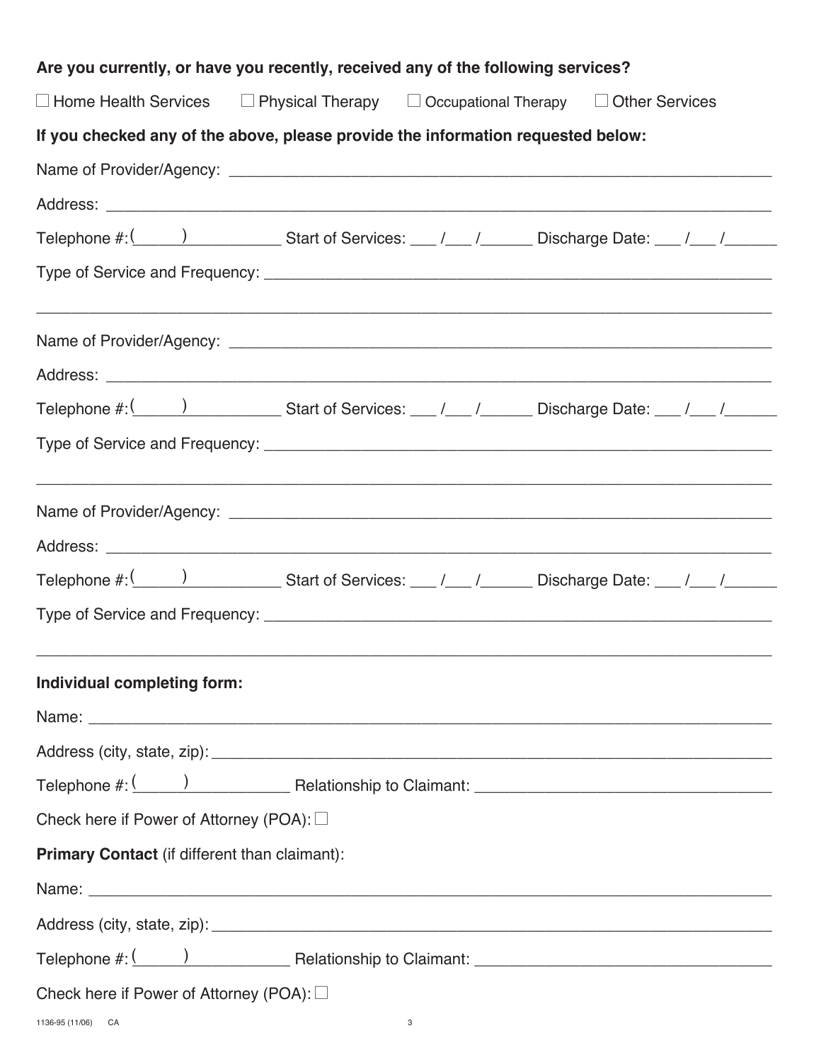**Are you currently, or have you recently, received any of the following services?**

☐ Home Health Services ☐ Physical Therapy ☐ Occupational Therapy ☐ Other Services

**If you checked any of the above, please provide the information requested below:**

Name of Provider/Agency: ______________________________________________

Address: ______________________________________________

Telephone #: (_____) __________ Start of Services: ___ /___ /______ Discharge Date: ___ /___ /______

Type of Service and Frequency: ______________________________________________

______________________________________________

Name of Provider/Agency: ______________________________________________

Address: ______________________________________________

Telephone #: (_____) __________ Start of Services: ___ /___ /______ Discharge Date: ___ /___ /______

Type of Service and Frequency: ______________________________________________

______________________________________________

Name of Provider/Agency: ______________________________________________

Address: ______________________________________________

Telephone #: (_____) __________ Start of Services: ___ /___ /______ Discharge Date: ___ /___ /______

Type of Service and Frequency: ______________________________________________

______________________________________________

**Individual completing form:**

Name: ______________________________________________

Address (city, state, zip): ______________________________________________

Telephone #: (_____) __________ Relationship to Claimant: ______________________________

Check here if Power of Attorney (POA): ☐

**Primary Contact** (if different than claimant):

Name: ______________________________________________

Address (city, state, zip): ______________________________________________

Telephone #: (_____) __________ Relationship to Claimant: ______________________________

Check here if Power of Attorney (POA): ☐

1136-95 (11/06) CA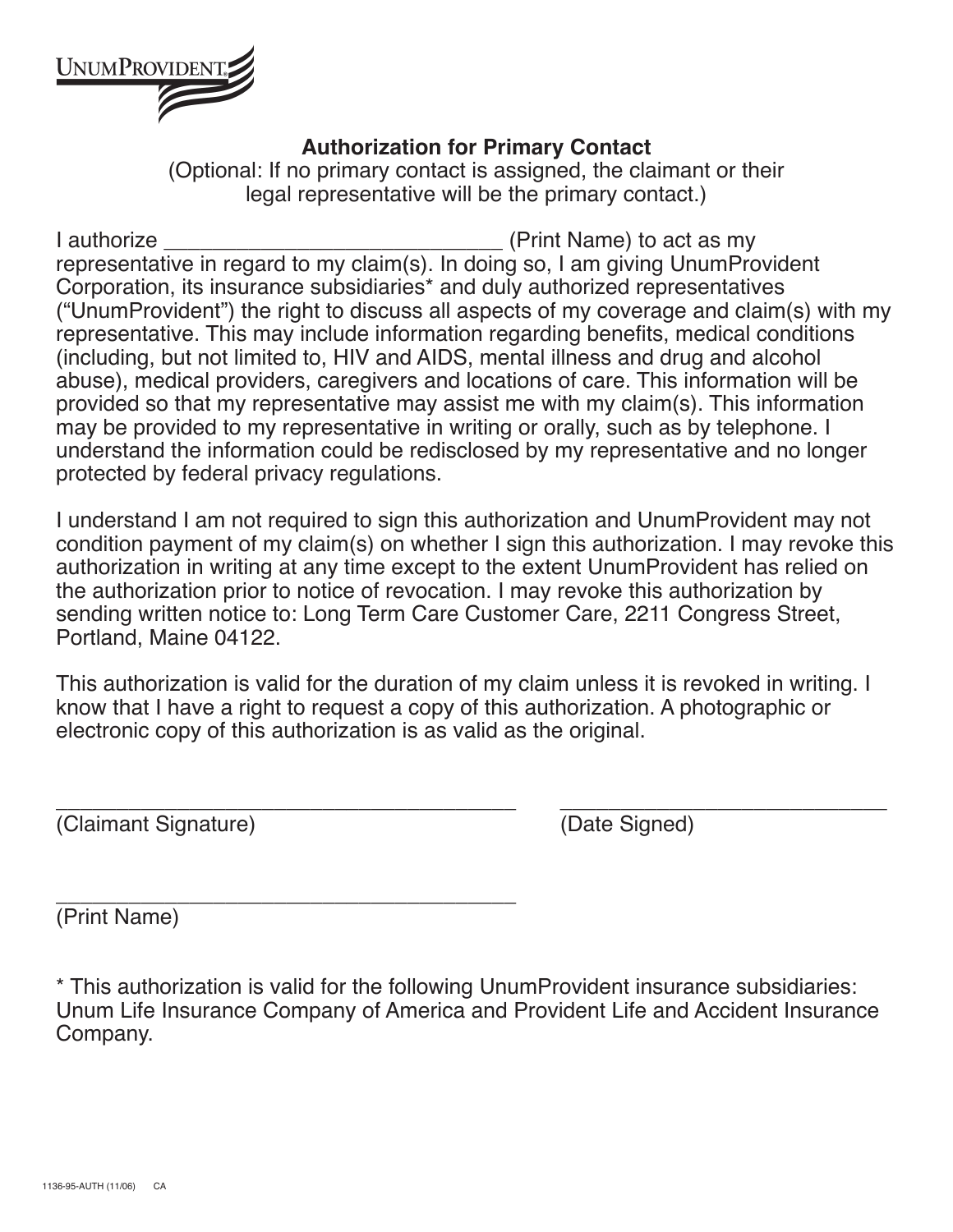UNUMPROVIDENT

## Authorization for Primary Contact

(Optional: If no primary contact is assigned, the claimant or their legal representative will be the primary contact.)

I authorize ___________________________ (Print Name) to act as my representative in regard to my claim(s). In doing so, I am giving UnumProvident Corporation, its insurance subsidiaries* and duly authorized representatives ("UnumProvident") the right to discuss all aspects of my coverage and claim(s) with my representative. This may include information regarding benefits, medical conditions (including, but not limited to, HIV and AIDS, mental illness and drug and alcohol abuse), medical providers, caregivers and locations of care. This information will be provided so that my representative may assist me with my claim(s). This information may be provided to my representative in writing or orally, such as by telephone. I understand the information could be redisclosed by my representative and no longer protected by federal privacy regulations.

I understand I am not required to sign this authorization and UnumProvident may not condition payment of my claim(s) on whether I sign this authorization. I may revoke this authorization in writing at any time except to the extent UnumProvident has relied on the authorization prior to notice of revocation. I may revoke this authorization by sending written notice to: Long Term Care Customer Care, 2211 Congress Street, Portland, Maine 04122.

This authorization is valid for the duration of my claim unless it is revoked in writing. I know that I have a right to request a copy of this authorization. A photographic or electronic copy of this authorization is as valid as the original.

_______________________________________ (Claimant Signature)

___________________________ (Date Signed)

_______________________________________ (Print Name)

* This authorization is valid for the following UnumProvident insurance subsidiaries: Unum Life Insurance Company of America and Provident Life and Accident Insurance Company.

1136-95-AUTH (11/06) CA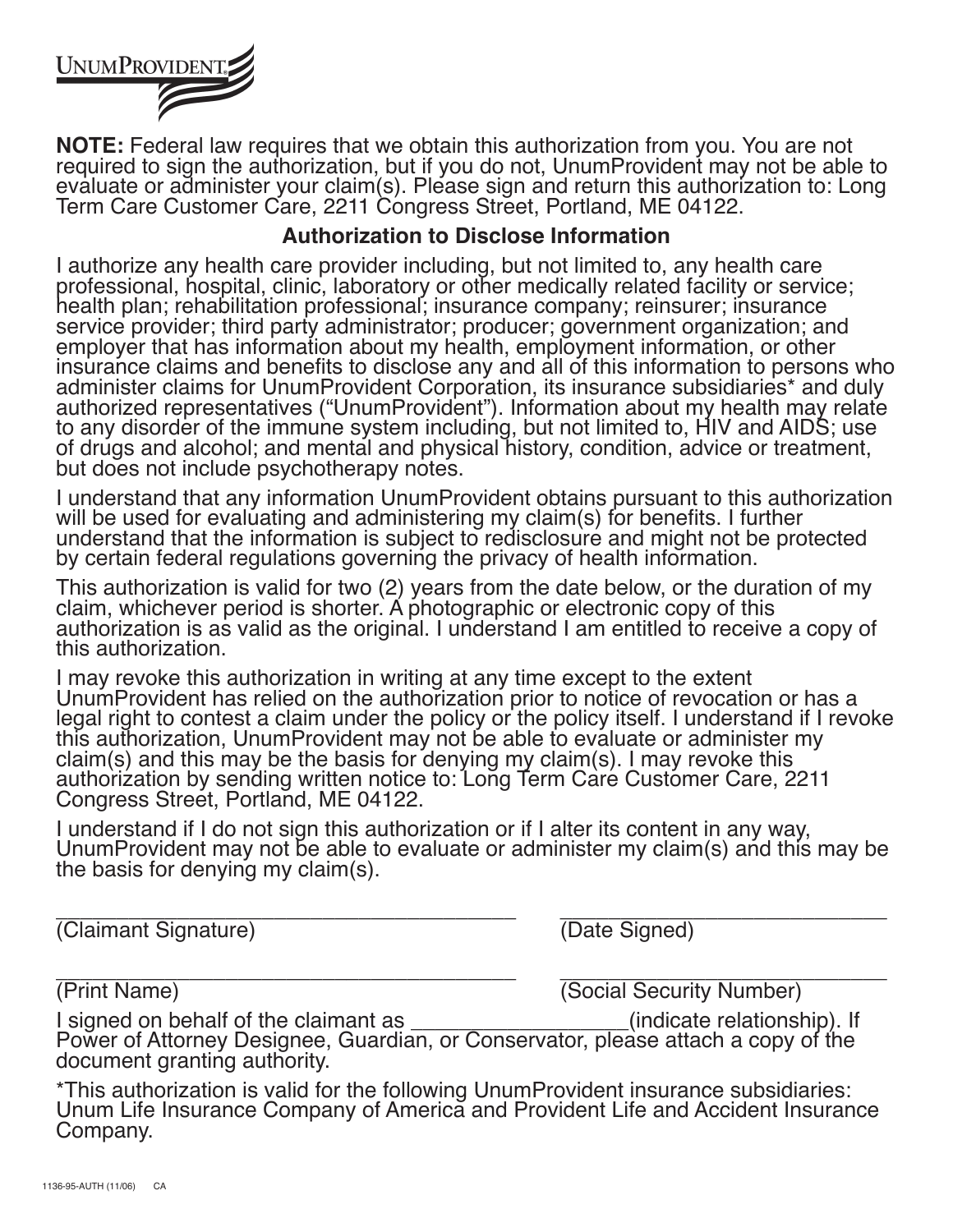UNUMPROVIDENT

**NOTE:** Federal law requires that we obtain this authorization from you. You are not required to sign the authorization, but if you do not, UnumProvident may not be able to evaluate or administer your claim(s). Please sign and return this authorization to: Long Term Care Customer Care, 2211 Congress Street, Portland, ME 04122.

## Authorization to Disclose Information

I authorize any health care provider including, but not limited to, any health care professional, hospital, clinic, laboratory or other medically related facility or service; health plan; rehabilitation professional; insurance company; reinsurer; insurance service provider; third party administrator; producer; government organization; and employer that has information about my health, employment information, or other insurance claims and benefits to disclose any and all of this information to persons who administer claims for UnumProvident Corporation, its insurance subsidiaries* and duly authorized representatives ("UnumProvident"). Information about my health may relate to any disorder of the immune system including, but not limited to, HIV and AIDS; use of drugs and alcohol; and mental and physical history, condition, advice or treatment, but does not include psychotherapy notes.

I understand that any information UnumProvident obtains pursuant to this authorization will be used for evaluating and administering my claim(s) for benefits. I further understand that the information is subject to redisclosure and might not be protected by certain federal regulations governing the privacy of health information.

This authorization is valid for two (2) years from the date below, or the duration of my claim, whichever period is shorter. A photographic or electronic copy of this authorization is as valid as the original. I understand I am entitled to receive a copy of this authorization.

I may revoke this authorization in writing at any time except to the extent UnumProvident has relied on the authorization prior to notice of revocation or has a legal right to contest a claim under the policy or the policy itself. I understand if I revoke this authorization, UnumProvident may not be able to evaluate or administer my claim(s) and this may be the basis for denying my claim(s). I may revoke this authorization by sending written notice to: Long Term Care Customer Care, 2211 Congress Street, Portland, ME 04122.

I understand if I do not sign this authorization or if I alter its content in any way, UnumProvident may not be able to evaluate or administer my claim(s) and this may be the basis for denying my claim(s).

_________________________________________ (Claimant Signature)

_____________________________ (Date Signed)

_________________________________________ (Print Name)

_____________________________ (Social Security Number)

I signed on behalf of the claimant as __________________(indicate relationship). If Power of Attorney Designee, Guardian, or Conservator, please attach a copy of the document granting authority.

*This authorization is valid for the following UnumProvident insurance subsidiaries: Unum Life Insurance Company of America and Provident Life and Accident Insurance Company.

1136-95-AUTH (11/06) CA